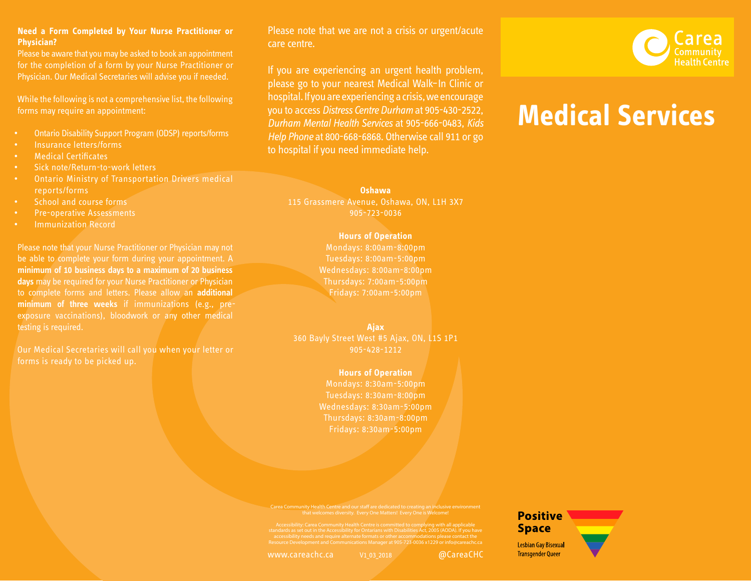**Need a Form Completed by Your Nurse Practitioner or Physician?**

Please be aware that you may be asked to book an appointment for the completion of a form by your Nurse Practitioner or Physician. Our Medical Secretaries will advise you if needed.

While the following is not a comprehensive list, the following forms may require an appointment:

- Ontario Disability Support Program (ODSP) reports/forms
- Insurance letters/forms
- Medical Certificates
- Sick note/Return-to-work letters
- Ontario Ministry of Transportation Drivers medical reports/forms
- School and course forms
- Pre-operative Assessments
- Immunization Record

Please note that your Nurse Practitioner or Physician may not be able to complete your form during your appointment. A **minimum of 10 business days to a maximum of 20 business days** may be required for your Nurse Practitioner or Physician to complete forms and letters. Please allow an **additional minimum of three weeks** if immunizations (e.g., pre-exposure vaccinations), bloodwork or any other medical testing is required.

Our Medical Secretaries will call you when your letter or forms is ready to be picked up.

Please note that we are not a crisis or urgent/acute care centre.

If you are experiencing an urgent health problem, please go to your nearest Medical Walk-In Clinic or hospital. If you are experiencing a crisis, we encourage you to access *Distress Centre Durham* at 905-430-2522, *Durham Mental Health Services* at 905-666-0483, *Kids Help Phone* at 800-668-6868. Otherwise call 911 or go to hospital if you need immediate help.

**Oshawa**
115 Grassmere Avenue, Oshawa, ON, L1H 3X7
905-723-0036

**Hours of Operation**
Mondays: 8:00am-8:00pm
Tuesdays: 8:00am-5:00pm
Wednesdays: 8:00am-8:00pm
Thursdays: 7:00am-5:00pm
Fridays: 7:00am-5:00pm

**Ajax**
360 Bayly Street West #5 Ajax, ON, L1S 1P1
905-428-1212

**Hours of Operation**
Mondays: 8:30am-5:00pm
Tuesdays: 8:30am-8:00pm
Wednesdays: 8:30am-5:00pm
Thursdays: 8:30am-8:00pm
Fridays: 8:30am-5:00pm

Carea Community Health Centre and our staff are dedicated to creating an inclusive environment that welcomes diversity. Every One Matters! Every One is Welcome!

Accessibility: Carea Community Health Centre is committed to complying with all applicable standards as set out in the Accessibility for Ontarians with Disabilities Act, 2005 (AODA). If you have accessibility needs and require alternate formats or other accommodations please contact the Resource Development and Communications Manager at 905-723-0036 x1229 or info@careachc.ca

www.careachc.ca V1_03_2018 @CareaCHC

Carea Community Health Centre

# Medical Services

**Positive Space**
Lesbian Gay Bisexual Transgender Queer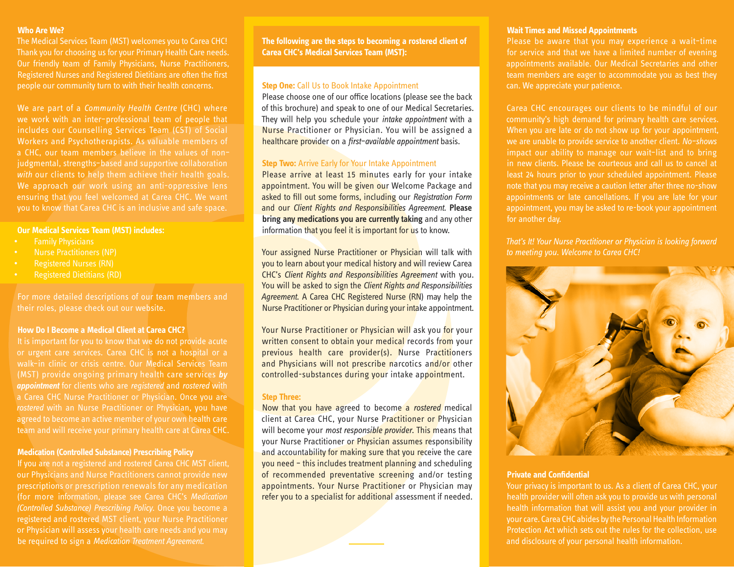### Who Are We?

The Medical Services Team (MST) welcomes you to Carea CHC! Thank you for choosing us for your Primary Health Care needs. Our friendly team of Family Physicians, Nurse Practitioners, Registered Nurses and Registered Dietitians are often the first people our community turn to with their health concerns.

We are part of a *Community Health Centre* (CHC) where we work with an inter-professional team of people that includes our Counselling Services Team (CST) of Social Workers and Psychotherapists. As valuable members of a CHC, our team members believe in the values of non-judgmental, strengths-based and supportive collaboration *with* our clients to help them achieve their health goals. We approach our work using an anti-oppressive lens ensuring that you feel welcomed at Carea CHC. We want you to know that Carea CHC is an inclusive and safe space.

### Our Medical Services Team (MST) includes:

- Family Physicians
- Nurse Practitioners (NP)
- Registered Nurses (RN)
- Registered Dietitians (RD)

For more detailed descriptions of our team members and their roles, please check out our website.

### How Do I Become a Medical Client at Carea CHC?

It is important for you to know that we do not provide acute or urgent care services. Carea CHC is not a hospital or a walk-in clinic or crisis centre. Our Medical Services Team (MST) provide ongoing primary health care services ***by appointment*** for clients who are *registered* and *rostered* with a Carea CHC Nurse Practitioner or Physician. Once you are *rostered* with an Nurse Practitioner or Physician, you have agreed to become an active member of your own health care team and will receive your primary health care at Carea CHC.

### Medication (Controlled Substance) Prescribing Policy

If you are not a registered and rostered Carea CHC MST client, our Physicians and Nurse Practitioners cannot provide new prescriptions or prescription renewals for any medication (for more information, please see Carea CHC's *Medication (Controlled Substance) Prescribing Policy.* Once you become a registered and rostered MST client, your Nurse Practitioner or Physician will assess your health care needs and you may be required to sign a *Medication Treatment Agreement.*

**The following are the steps to becoming a rostered client of Carea CHC's Medical Services Team (MST):**

**Step One:** Call Us to Book Intake Appointment

Please choose one of our office locations (please see the back of this brochure) and speak to one of our Medical Secretaries. They will help you schedule your *intake appointment* with a Nurse Practitioner or Physician. You will be assigned a healthcare provider on a *first-available appointment* basis.

**Step Two:** Arrive Early for Your Intake Appointment

Please arrive at least 15 minutes early for your intake appointment. You will be given our Welcome Package and asked to fill out some forms, including our *Registration Form* and our *Client Rights and Responsibilities Agreement.* **Please bring any medications you are currently taking** and any other information that you feel it is important for us to know.

Your assigned Nurse Practitioner or Physician will talk with you to learn about your medical history and will review Carea CHC's *Client Rights and Responsibilities Agreement* with you. You will be asked to sign the *Client Rights and Responsibilities Agreement.* A Carea CHC Registered Nurse (RN) may help the Nurse Practitioner or Physician during your intake appointment.

Your Nurse Practitioner or Physician will ask you for your written consent to obtain your medical records from your previous health care provider(s). Nurse Practitioners and Physicians will not prescribe narcotics and/or other controlled-substances during your intake appointment.

**Step Three:**

Now that you have agreed to become a *rostered* medical client at Carea CHC, your Nurse Practitioner or Physician will become your *most responsible provider.* This means that your Nurse Practitioner or Physician assumes responsibility and accountability for making sure that you receive the care you need – this includes treatment planning and scheduling of recommended preventative screening and/or testing appointments. Your Nurse Practitioner or Physician may refer you to a specialist for additional assessment if needed.

### Wait Times and Missed Appointments

Please be aware that you may experience a wait-time for service and that we have a limited number of evening appointments available. Our Medical Secretaries and other team members are eager to accommodate you as best they can. We appreciate your patience.

Carea CHC encourages our clients to be mindful of our community's high demand for primary health care services. When you are late or do not show up for your appointment, we are unable to provide service to another client. *No-shows* impact our ability to manage our wait-list and to bring in new clients. Please be courteous and call us to cancel at least 24 hours prior to your scheduled appointment. Please note that you may receive a caution letter after three no-show appointments or late cancellations. If you are late for your appointment, you may be asked to re-book your appointment for another day.

*That's It! Your Nurse Practitioner or Physician is looking forward to meeting you. Welcome to Carea CHC!*

### Private and Confidential

Your privacy is important to us. As a client of Carea CHC, your health provider will often ask you to provide us with personal health information that will assist you and your provider in your care. Carea CHC abides by the Personal Health Information Protection Act which sets out the rules for the collection, use and disclosure of your personal health information.